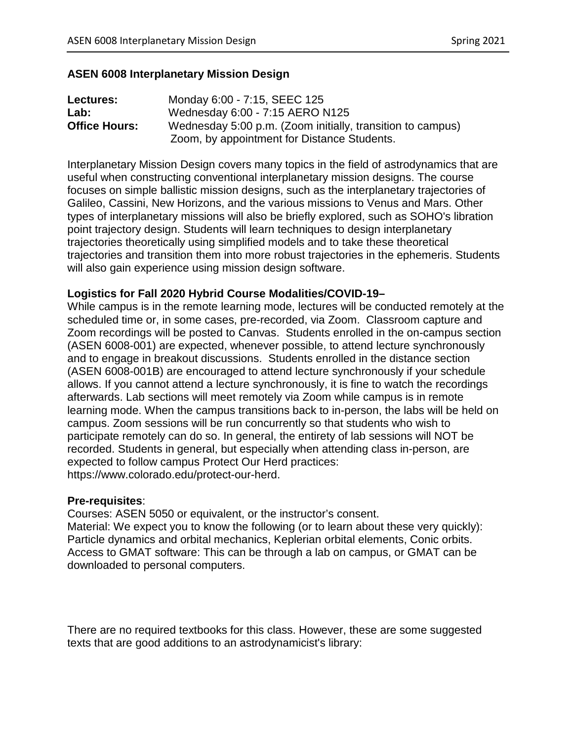## ASEN 6008 Interplanetary Mission Design

**Lectures:** Monday 6:00 - 7:15, SEEC 125
**Lab:** Wednesday 6:00 - 7:15 AERO N125
**Office Hours:** Wednesday 5:00 p.m. (Zoom initially, transition to campus)
Zoom, by appointment for Distance Students.

Interplanetary Mission Design covers many topics in the field of astrodynamics that are useful when constructing conventional interplanetary mission designs. The course focuses on simple ballistic mission designs, such as the interplanetary trajectories of Galileo, Cassini, New Horizons, and the various missions to Venus and Mars. Other types of interplanetary missions will also be briefly explored, such as SOHO's libration point trajectory design. Students will learn techniques to design interplanetary trajectories theoretically using simplified models and to take these theoretical trajectories and transition them into more robust trajectories in the ephemeris. Students will also gain experience using mission design software.

**Logistics for Fall 2020 Hybrid Course Modalities/COVID-19–**
While campus is in the remote learning mode, lectures will be conducted remotely at the scheduled time or, in some cases, pre-recorded, via Zoom. Classroom capture and Zoom recordings will be posted to Canvas. Students enrolled in the on-campus section (ASEN 6008-001) are expected, whenever possible, to attend lecture synchronously and to engage in breakout discussions. Students enrolled in the distance section (ASEN 6008-001B) are encouraged to attend lecture synchronously if your schedule allows. If you cannot attend a lecture synchronously, it is fine to watch the recordings afterwards. Lab sections will meet remotely via Zoom while campus is in remote learning mode. When the campus transitions back to in-person, the labs will be held on campus. Zoom sessions will be run concurrently so that students who wish to participate remotely can do so. In general, the entirety of lab sessions will NOT be recorded. Students in general, but especially when attending class in-person, are expected to follow campus Protect Our Herd practices: https://www.colorado.edu/protect-our-herd.

**Pre-requisites**:
Courses: ASEN 5050 or equivalent, or the instructor's consent.
Material: We expect you to know the following (or to learn about these very quickly): Particle dynamics and orbital mechanics, Keplerian orbital elements, Conic orbits.
Access to GMAT software: This can be through a lab on campus, or GMAT can be downloaded to personal computers.

There are no required textbooks for this class. However, these are some suggested texts that are good additions to an astrodynamicist's library: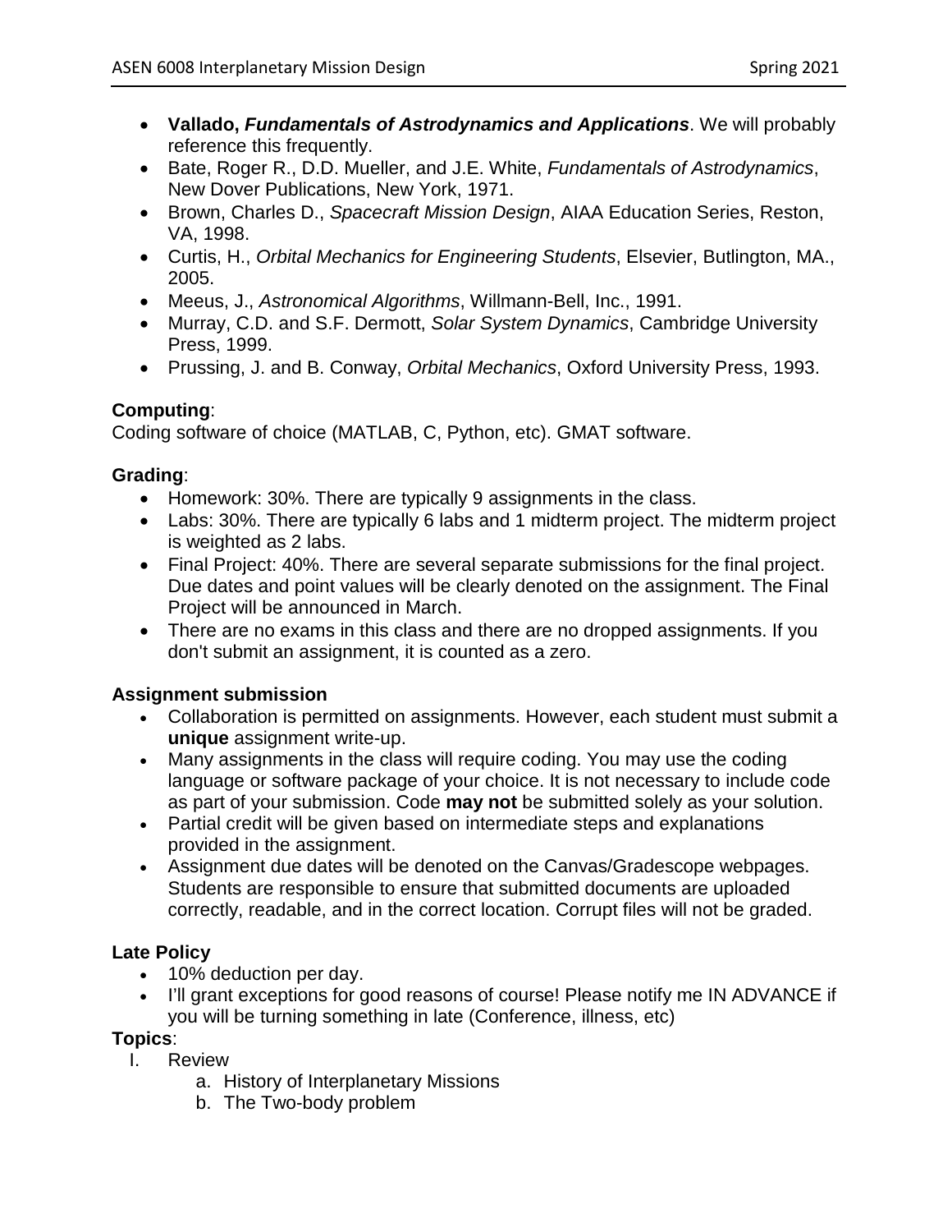- **Vallado, *Fundamentals of Astrodynamics and Applications***. We will probably reference this frequently.
- Bate, Roger R., D.D. Mueller, and J.E. White, *Fundamentals of Astrodynamics*, New Dover Publications, New York, 1971.
- Brown, Charles D., *Spacecraft Mission Design*, AIAA Education Series, Reston, VA, 1998.
- Curtis, H., *Orbital Mechanics for Engineering Students*, Elsevier, Butlington, MA., 2005.
- Meeus, J., *Astronomical Algorithms*, Willmann-Bell, Inc., 1991.
- Murray, C.D. and S.F. Dermott, *Solar System Dynamics*, Cambridge University Press, 1999.
- Prussing, J. and B. Conway, *Orbital Mechanics*, Oxford University Press, 1993.

**Computing**:
Coding software of choice (MATLAB, C, Python, etc). GMAT software.

**Grading**:

- Homework: 30%. There are typically 9 assignments in the class.
- Labs: 30%. There are typically 6 labs and 1 midterm project. The midterm project is weighted as 2 labs.
- Final Project: 40%. There are several separate submissions for the final project. Due dates and point values will be clearly denoted on the assignment. The Final Project will be announced in March.
- There are no exams in this class and there are no dropped assignments. If you don't submit an assignment, it is counted as a zero.

**Assignment submission**

- Collaboration is permitted on assignments. However, each student must submit a **unique** assignment write-up.
- Many assignments in the class will require coding. You may use the coding language or software package of your choice. It is not necessary to include code as part of your submission. Code **may not** be submitted solely as your solution.
- Partial credit will be given based on intermediate steps and explanations provided in the assignment.
- Assignment due dates will be denoted on the Canvas/Gradescope webpages. Students are responsible to ensure that submitted documents are uploaded correctly, readable, and in the correct location. Corrupt files will not be graded.

**Late Policy**

- 10% deduction per day.
- I'll grant exceptions for good reasons of course! Please notify me IN ADVANCE if you will be turning something in late (Conference, illness, etc)

**Topics**:

I. Review
   a. History of Interplanetary Missions
   b. The Two-body problem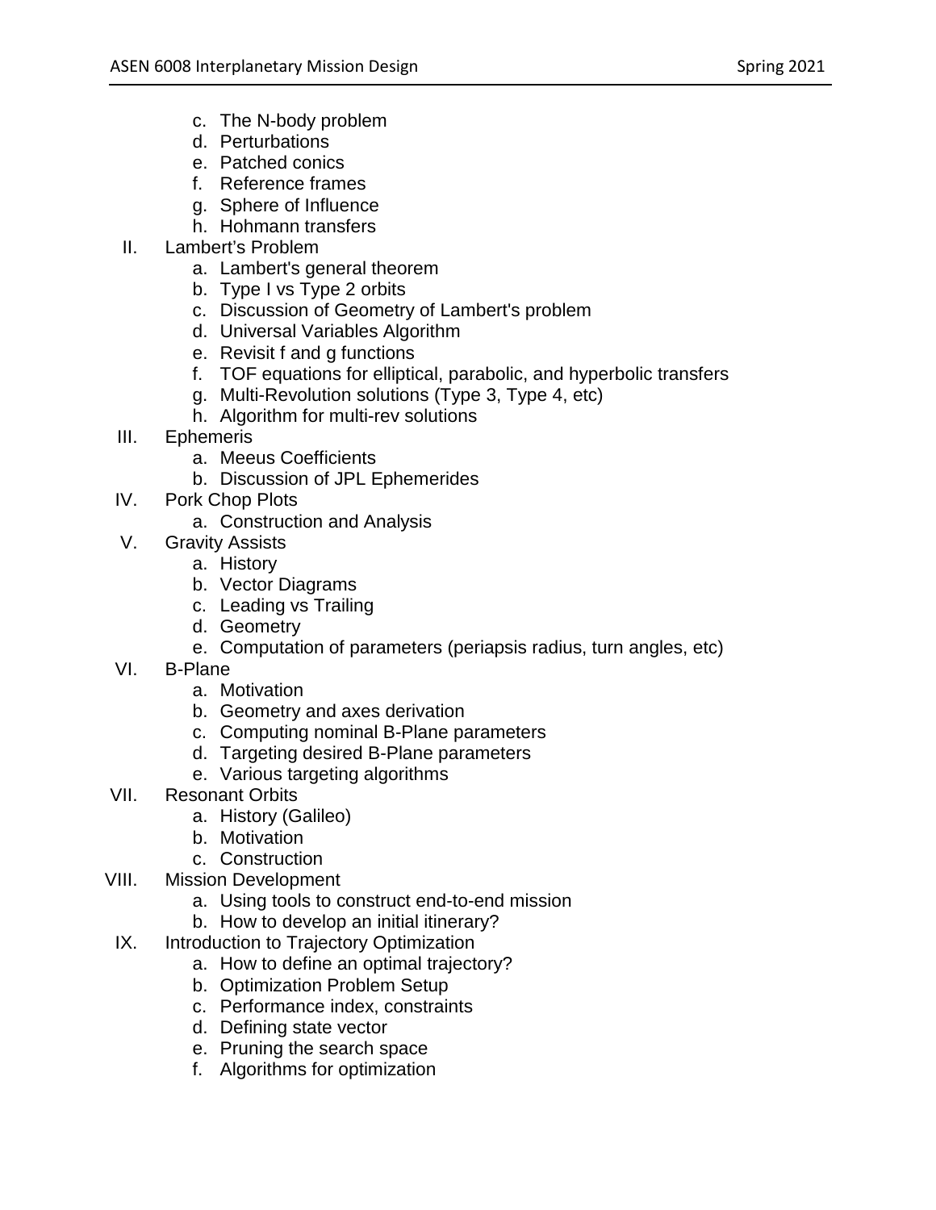c. The N-body problem
   d. Perturbations
   e. Patched conics
   f. Reference frames
   g. Sphere of Influence
   h. Hohmann transfers

II. Lambert's Problem
   a. Lambert's general theorem
   b. Type I vs Type 2 orbits
   c. Discussion of Geometry of Lambert's problem
   d. Universal Variables Algorithm
   e. Revisit f and g functions
   f. TOF equations for elliptical, parabolic, and hyperbolic transfers
   g. Multi-Revolution solutions (Type 3, Type 4, etc)
   h. Algorithm for multi-rev solutions

III. Ephemeris
   a. Meeus Coefficients
   b. Discussion of JPL Ephemerides

IV. Pork Chop Plots
   a. Construction and Analysis

V. Gravity Assists
   a. History
   b. Vector Diagrams
   c. Leading vs Trailing
   d. Geometry
   e. Computation of parameters (periapsis radius, turn angles, etc)

VI. B-Plane
   a. Motivation
   b. Geometry and axes derivation
   c. Computing nominal B-Plane parameters
   d. Targeting desired B-Plane parameters
   e. Various targeting algorithms

VII. Resonant Orbits
   a. History (Galileo)
   b. Motivation
   c. Construction

VIII. Mission Development
   a. Using tools to construct end-to-end mission
   b. How to develop an initial itinerary?

IX. Introduction to Trajectory Optimization
   a. How to define an optimal trajectory?
   b. Optimization Problem Setup
   c. Performance index, constraints
   d. Defining state vector
   e. Pruning the search space
   f. Algorithms for optimization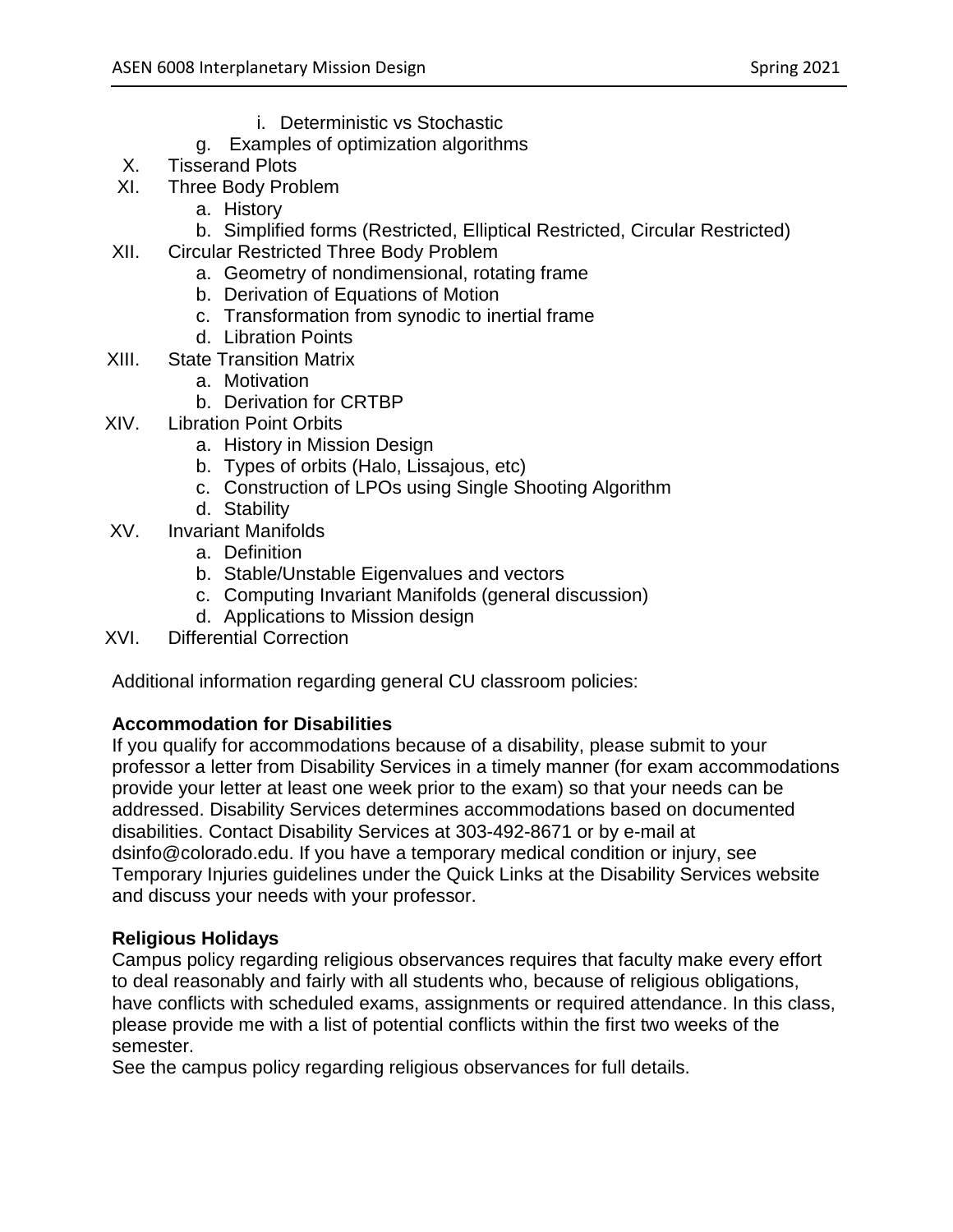i. Deterministic vs Stochastic

   g. Examples of optimization algorithms

X. Tisserand Plots

XI. Three Body Problem
   a. History
   b. Simplified forms (Restricted, Elliptical Restricted, Circular Restricted)

XII. Circular Restricted Three Body Problem
   a. Geometry of nondimensional, rotating frame
   b. Derivation of Equations of Motion
   c. Transformation from synodic to inertial frame
   d. Libration Points

XIII. State Transition Matrix
   a. Motivation
   b. Derivation for CRTBP

XIV. Libration Point Orbits
   a. History in Mission Design
   b. Types of orbits (Halo, Lissajous, etc)
   c. Construction of LPOs using Single Shooting Algorithm
   d. Stability

XV. Invariant Manifolds
   a. Definition
   b. Stable/Unstable Eigenvalues and vectors
   c. Computing Invariant Manifolds (general discussion)
   d. Applications to Mission design

XVI. Differential Correction

Additional information regarding general CU classroom policies:

**Accommodation for Disabilities**

If you qualify for accommodations because of a disability, please submit to your professor a letter from Disability Services in a timely manner (for exam accommodations provide your letter at least one week prior to the exam) so that your needs can be addressed. Disability Services determines accommodations based on documented disabilities. Contact Disability Services at 303-492-8671 or by e-mail at dsinfo@colorado.edu. If you have a temporary medical condition or injury, see Temporary Injuries guidelines under the Quick Links at the Disability Services website and discuss your needs with your professor.

**Religious Holidays**

Campus policy regarding religious observances requires that faculty make every effort to deal reasonably and fairly with all students who, because of religious obligations, have conflicts with scheduled exams, assignments or required attendance. In this class, please provide me with a list of potential conflicts within the first two weeks of the semester.

See the campus policy regarding religious observances for full details.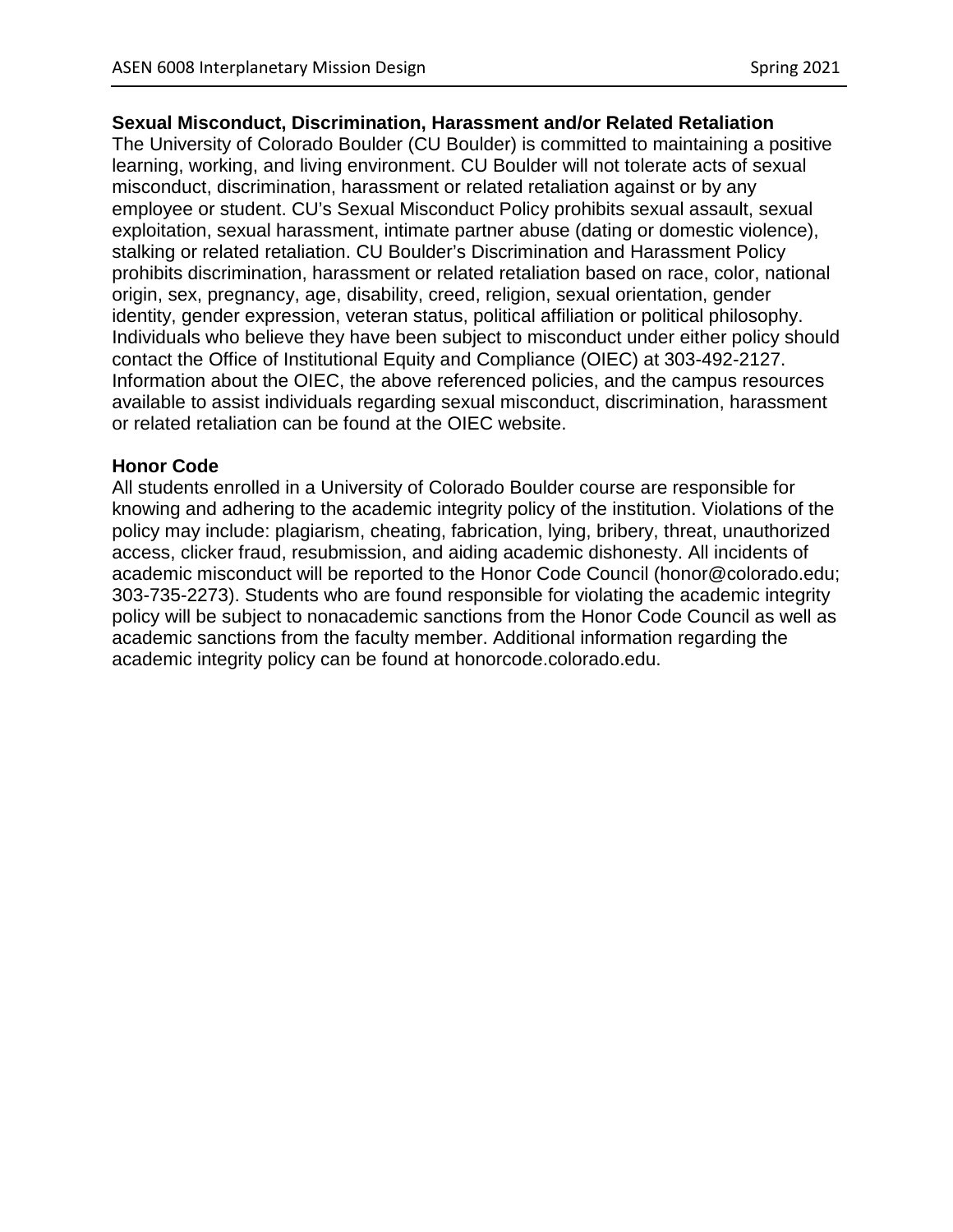**Sexual Misconduct, Discrimination, Harassment and/or Related Retaliation**

The University of Colorado Boulder (CU Boulder) is committed to maintaining a positive learning, working, and living environment. CU Boulder will not tolerate acts of sexual misconduct, discrimination, harassment or related retaliation against or by any employee or student. CU's Sexual Misconduct Policy prohibits sexual assault, sexual exploitation, sexual harassment, intimate partner abuse (dating or domestic violence), stalking or related retaliation. CU Boulder's Discrimination and Harassment Policy prohibits discrimination, harassment or related retaliation based on race, color, national origin, sex, pregnancy, age, disability, creed, religion, sexual orientation, gender identity, gender expression, veteran status, political affiliation or political philosophy. Individuals who believe they have been subject to misconduct under either policy should contact the Office of Institutional Equity and Compliance (OIEC) at 303-492-2127. Information about the OIEC, the above referenced policies, and the campus resources available to assist individuals regarding sexual misconduct, discrimination, harassment or related retaliation can be found at the OIEC website.

**Honor Code**

All students enrolled in a University of Colorado Boulder course are responsible for knowing and adhering to the academic integrity policy of the institution. Violations of the policy may include: plagiarism, cheating, fabrication, lying, bribery, threat, unauthorized access, clicker fraud, resubmission, and aiding academic dishonesty. All incidents of academic misconduct will be reported to the Honor Code Council (honor@colorado.edu; 303-735-2273). Students who are found responsible for violating the academic integrity policy will be subject to nonacademic sanctions from the Honor Code Council as well as academic sanctions from the faculty member. Additional information regarding the academic integrity policy can be found at honorcode.colorado.edu.